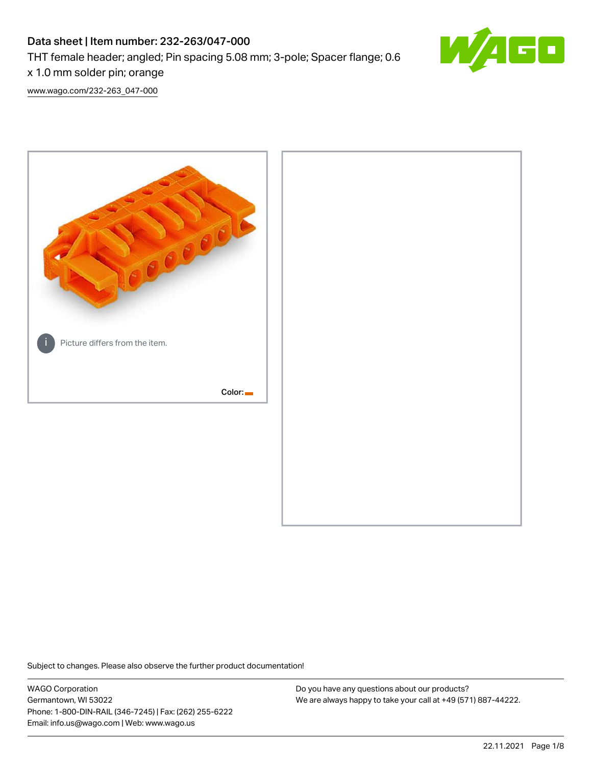# Data sheet | Item number: 232-263/047-000

THT female header; angled; Pin spacing 5.08 mm; 3-pole; Spacer flange; 0.6 x 1.0 mm solder pin; orange

www.wago.com/232-263_047-000

Picture differs from the item.

Color:

Subject to changes. Please also observe the further product documentation!

WAGO Corporation
Germantown, WI 53022
Phone: 1-800-DIN-RAIL (346-7245) | Fax: (262) 255-6222
Email: info.us@wago.com | Web: www.wago.us

Do you have any questions about our products?
We are always happy to take your call at +49 (571) 887-44222.

22.11.2021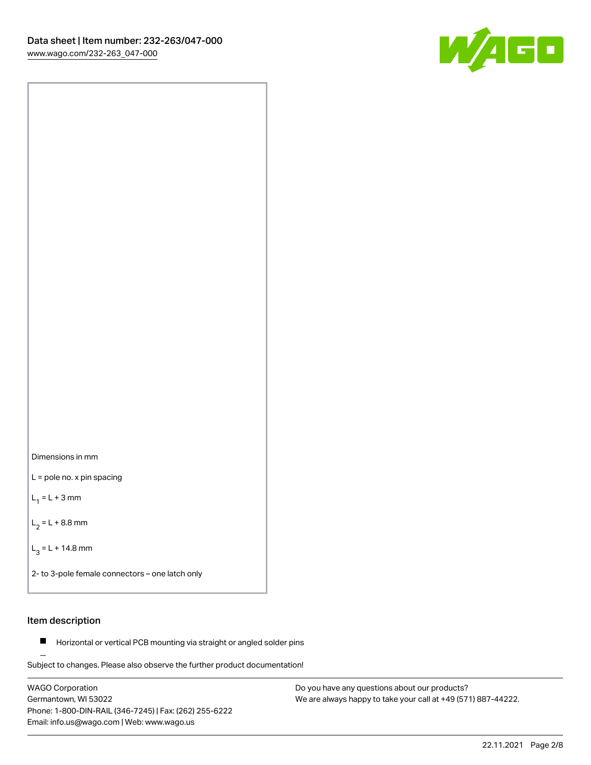Dimensions in mm

L = pole no. x pin spacing

$L_1$ = L + 3 mm

$L_2$ = L + 8.8 mm

$L_3$ = L + 14.8 mm

2- to 3-pole female connectors – one latch only

## Item description

- Horizontal or vertical PCB mounting via straight or angled solder pins

Subject to changes. Please also observe the further product documentation!

WAGO Corporation
Germantown, WI 53022
Phone: 1-800-DIN-RAIL (346-7245) | Fax: (262) 255-6222
Email: info.us@wago.com | Web: www.wago.us

Do you have any questions about our products?
We are always happy to take your call at +49 (571) 887-44222.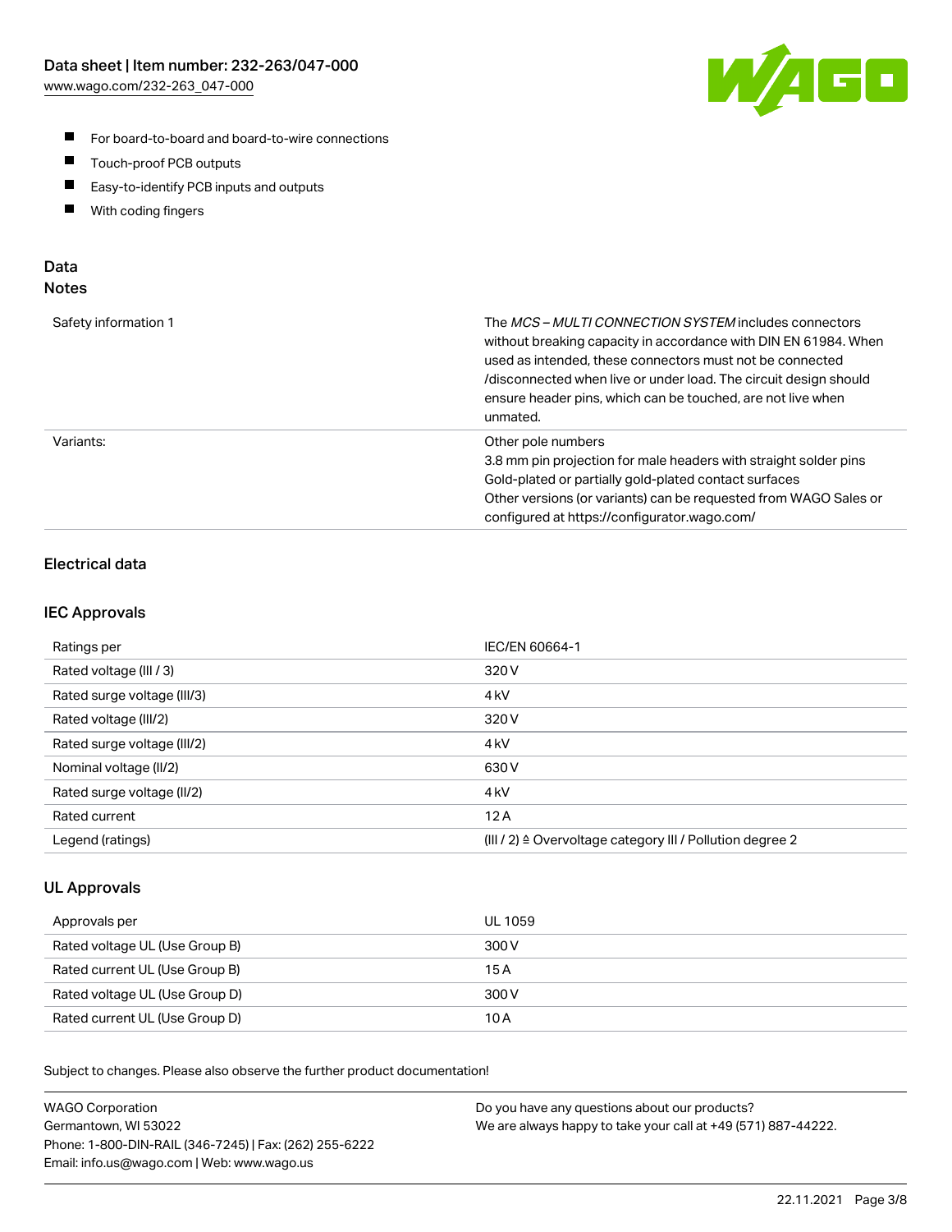- For board-to-board and board-to-wire connections
- Touch-proof PCB outputs
- Easy-to-identify PCB inputs and outputs
- With coding fingers

## Data
## Notes

| | |
|---|---|
| Safety information 1 | The *MCS – MULTI CONNECTION SYSTEM* includes connectors without breaking capacity in accordance with DIN EN 61984. When used as intended, these connectors must not be connected /disconnected when live or under load. The circuit design should ensure header pins, which can be touched, are not live when unmated. |
| Variants: | Other pole numbers<br>3.8 mm pin projection for male headers with straight solder pins<br>Gold-plated or partially gold-plated contact surfaces<br>Other versions (or variants) can be requested from WAGO Sales or configured at https://configurator.wago.com/ |

### Electrical data

### IEC Approvals

| | |
|---|---|
| Ratings per | IEC/EN 60664-1 |
| Rated voltage (III / 3) | 320 V |
| Rated surge voltage (III/3) | 4 kV |
| Rated voltage (III/2) | 320 V |
| Rated surge voltage (III/2) | 4 kV |
| Nominal voltage (II/2) | 630 V |
| Rated surge voltage (II/2) | 4 kV |
| Rated current | 12 A |
| Legend (ratings) | (III / 2) ≙ Overvoltage category III / Pollution degree 2 |

### UL Approvals

| | |
|---|---|
| Approvals per | UL 1059 |
| Rated voltage UL (Use Group B) | 300 V |
| Rated current UL (Use Group B) | 15 A |
| Rated voltage UL (Use Group D) | 300 V |
| Rated current UL (Use Group D) | 10 A |

Subject to changes. Please also observe the further product documentation!

WAGO Corporation
Germantown, WI 53022
Phone: 1-800-DIN-RAIL (346-7245) | Fax: (262) 255-6222
Email: info.us@wago.com | Web: www.wago.us

Do you have any questions about our products?
We are always happy to take your call at +49 (571) 887-44222.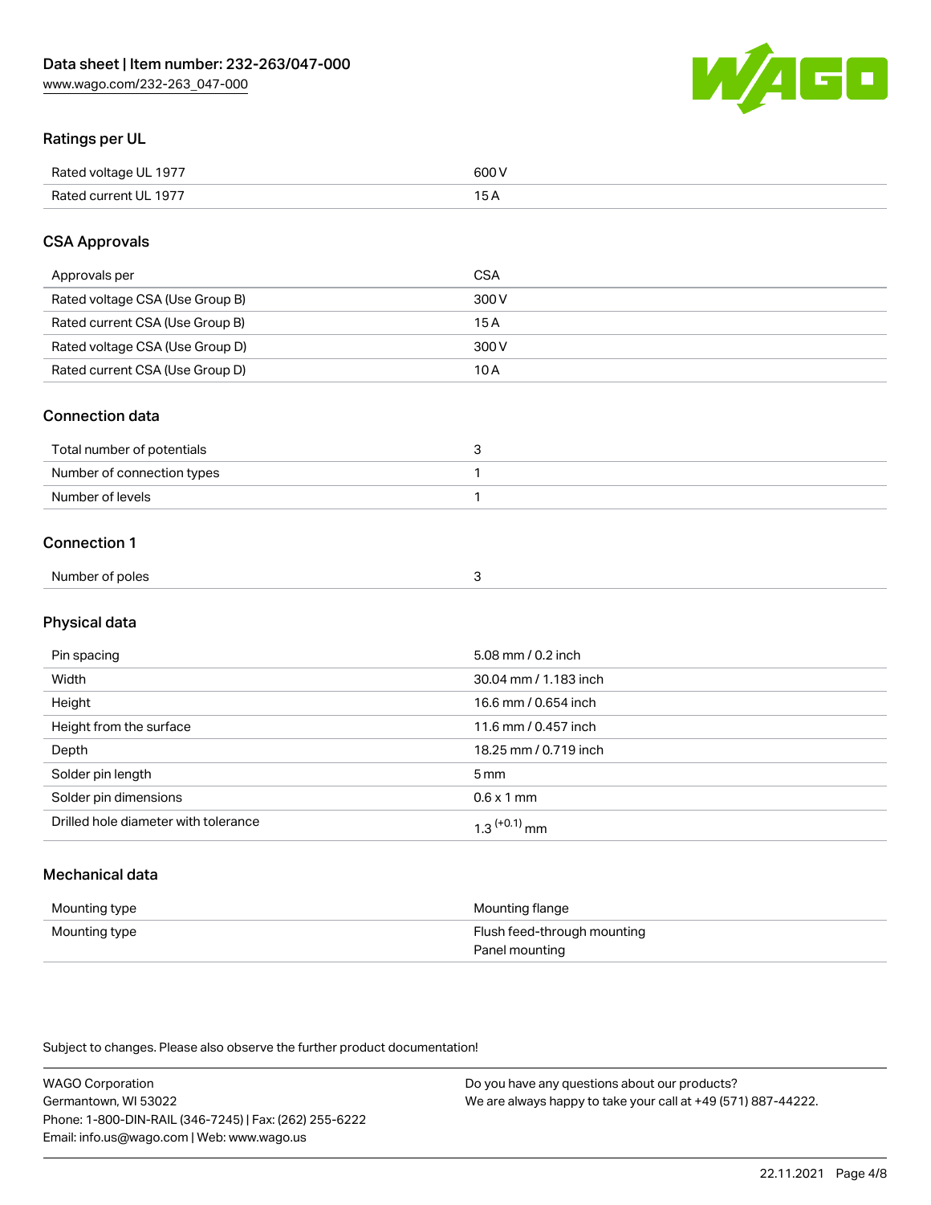## Ratings per UL

| | |
|---|---|
| Rated voltage UL 1977 | 600 V |
| Rated current UL 1977 | 15 A |

## CSA Approvals

| | |
|---|---|
| Approvals per | CSA |
| Rated voltage CSA (Use Group B) | 300 V |
| Rated current CSA (Use Group B) | 15 A |
| Rated voltage CSA (Use Group D) | 300 V |
| Rated current CSA (Use Group D) | 10 A |

## Connection data

| | |
|---|---|
| Total number of potentials | 3 |
| Number of connection types | 1 |
| Number of levels | 1 |

## Connection 1

| | |
|---|---|
| Number of poles | 3 |

## Physical data

| | |
|---|---|
| Pin spacing | 5.08 mm / 0.2 inch |
| Width | 30.04 mm / 1.183 inch |
| Height | 16.6 mm / 0.654 inch |
| Height from the surface | 11.6 mm / 0.457 inch |
| Depth | 18.25 mm / 0.719 inch |
| Solder pin length | 5 mm |
| Solder pin dimensions | 0.6 x 1 mm |
| Drilled hole diameter with tolerance | $1.3^{(+0.1)}$ mm |

## Mechanical data

| | |
|---|---|
| Mounting type | Mounting flange |
| Mounting type | Flush feed-through mounting<br>Panel mounting |

Subject to changes. Please also observe the further product documentation!

WAGO Corporation
Germantown, WI 53022
Phone: 1-800-DIN-RAIL (346-7245) | Fax: (262) 255-6222
Email: info.us@wago.com | Web: www.wago.us

Do you have any questions about our products?
We are always happy to take your call at +49 (571) 887-44222.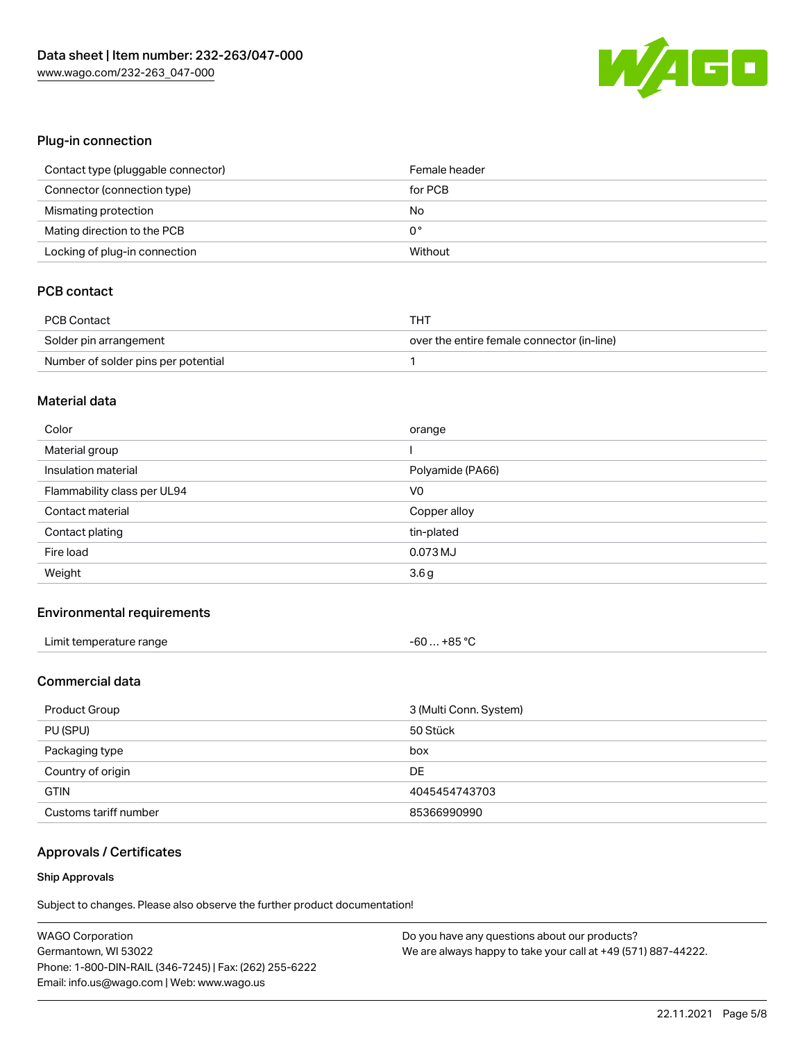## Plug-in connection

| | |
|---|---|
| Contact type (pluggable connector) | Female header |
| Connector (connection type) | for PCB |
| Mismating protection | No |
| Mating direction to the PCB | 0 ° |
| Locking of plug-in connection | Without |

## PCB contact

| | |
|---|---|
| PCB Contact | THT |
| Solder pin arrangement | over the entire female connector (in-line) |
| Number of solder pins per potential | 1 |

## Material data

| | |
|---|---|
| Color | orange |
| Material group | I |
| Insulation material | Polyamide (PA66) |
| Flammability class per UL94 | V0 |
| Contact material | Copper alloy |
| Contact plating | tin-plated |
| Fire load | 0.073 MJ |
| Weight | 3.6 g |

## Environmental requirements

| | |
|---|---|
| Limit temperature range | -60 … +85 °C |

## Commercial data

| | |
|---|---|
| Product Group | 3 (Multi Conn. System) |
| PU (SPU) | 50 Stück |
| Packaging type | box |
| Country of origin | DE |
| GTIN | 4045454743703 |
| Customs tariff number | 85366990990 |

## Approvals / Certificates

### Ship Approvals

Subject to changes. Please also observe the further product documentation!

WAGO Corporation
Germantown, WI 53022
Phone: 1-800-DIN-RAIL (346-7245) | Fax: (262) 255-6222
Email: info.us@wago.com | Web: www.wago.us

Do you have any questions about our products?
We are always happy to take your call at +49 (571) 887-44222.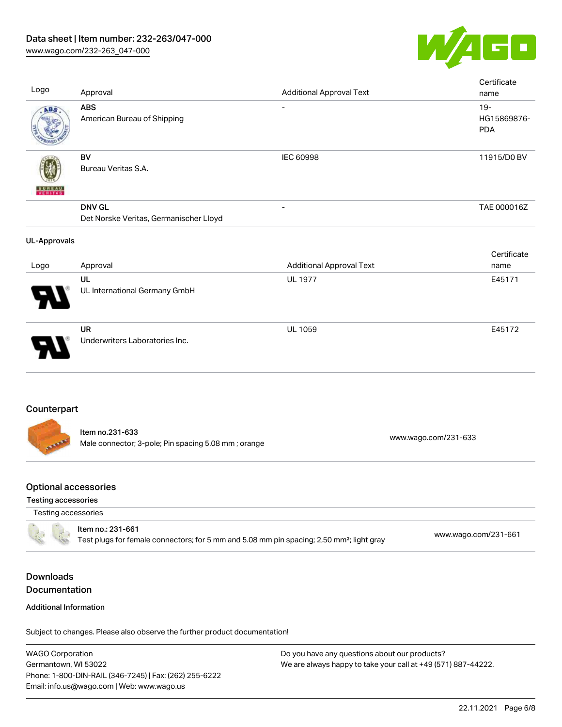| Logo | Approval | Additional Approval Text | Certificate name |
| --- | --- | --- | --- |
| | **ABS**<br>American Bureau of Shipping | - | 19-HG15869876-PDA |
| | **BV**<br>Bureau Veritas S.A. | IEC 60998 | 11915/D0 BV |
| | **DNV GL**<br>Det Norske Veritas, Germanischer Lloyd | - | TAE 000016Z |

**UL-Approvals**

| Logo | Approval | Additional Approval Text | Certificate name |
| --- | --- | --- | --- |
| | **UL**<br>UL International Germany GmbH | UL 1977 | E45171 |
| | **UR**<br>Underwriters Laboratories Inc. | UL 1059 | E45172 |

## Counterpart

Item no.231-633
Male connector; 3-pole; Pin spacing 5.08 mm ; orange — www.wago.com/231-633

## Optional accessories

### Testing accessories

Testing accessories

Item no.: 231-661
Test plugs for female connectors; for 5 mm and 5.08 mm pin spacing; 2,50 mm²; light gray — www.wago.com/231-661

## Downloads
## Documentation

**Additional Information**

Subject to changes. Please also observe the further product documentation!

WAGO Corporation
Germantown, WI 53022
Phone: 1-800-DIN-RAIL (346-7245) | Fax: (262) 255-6222
Email: info.us@wago.com | Web: www.wago.us

Do you have any questions about our products?
We are always happy to take your call at +49 (571) 887-44222.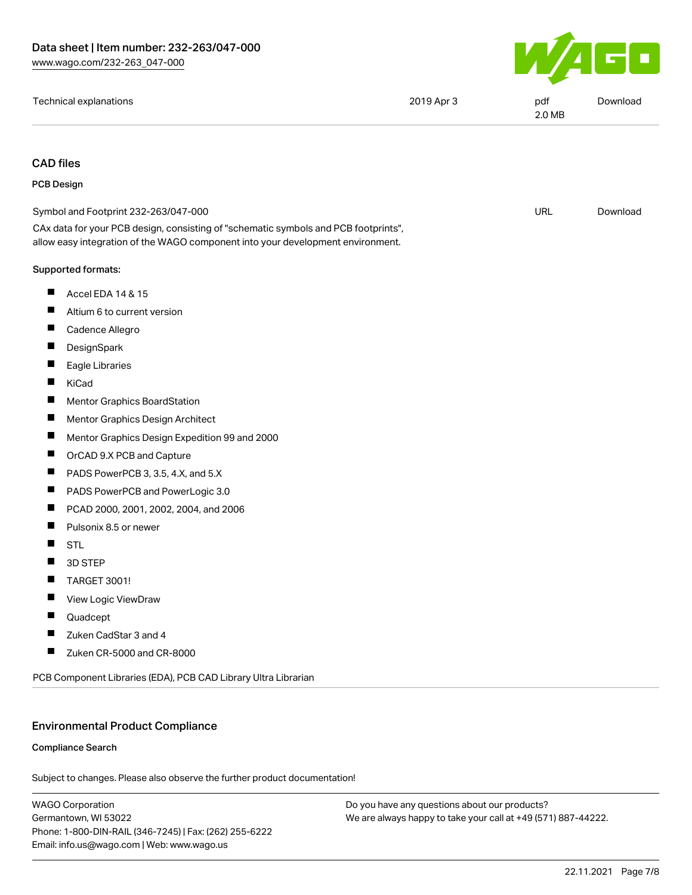| Technical explanations | 2019 Apr 3 | pdf 2.0 MB | Download |
| --- | --- | --- | --- |

## CAD files

### PCB Design

| Symbol and Footprint 232-263/047-000 | URL | Download |
| --- | --- | --- |

CAx data for your PCB design, consisting of "schematic symbols and PCB footprints", allow easy integration of the WAGO component into your development environment.

**Supported formats:**

- Accel EDA 14 & 15
- Altium 6 to current version
- Cadence Allegro
- DesignSpark
- Eagle Libraries
- KiCad
- Mentor Graphics BoardStation
- Mentor Graphics Design Architect
- Mentor Graphics Design Expedition 99 and 2000
- OrCAD 9.X PCB and Capture
- PADS PowerPCB 3, 3.5, 4.X, and 5.X
- PADS PowerPCB and PowerLogic 3.0
- PCAD 2000, 2001, 2002, 2004, and 2006
- Pulsonix 8.5 or newer
- STL
- 3D STEP
- TARGET 3001!
- View Logic ViewDraw
- Quadcept
- Zuken CadStar 3 and 4
- Zuken CR-5000 and CR-8000

PCB Component Libraries (EDA), PCB CAD Library Ultra Librarian

## Environmental Product Compliance

### Compliance Search

Subject to changes. Please also observe the further product documentation!

WAGO Corporation
Germantown, WI 53022
Phone: 1-800-DIN-RAIL (346-7245) | Fax: (262) 255-6222
Email: info.us@wago.com | Web: www.wago.us

Do you have any questions about our products?
We are always happy to take your call at +49 (571) 887-44222.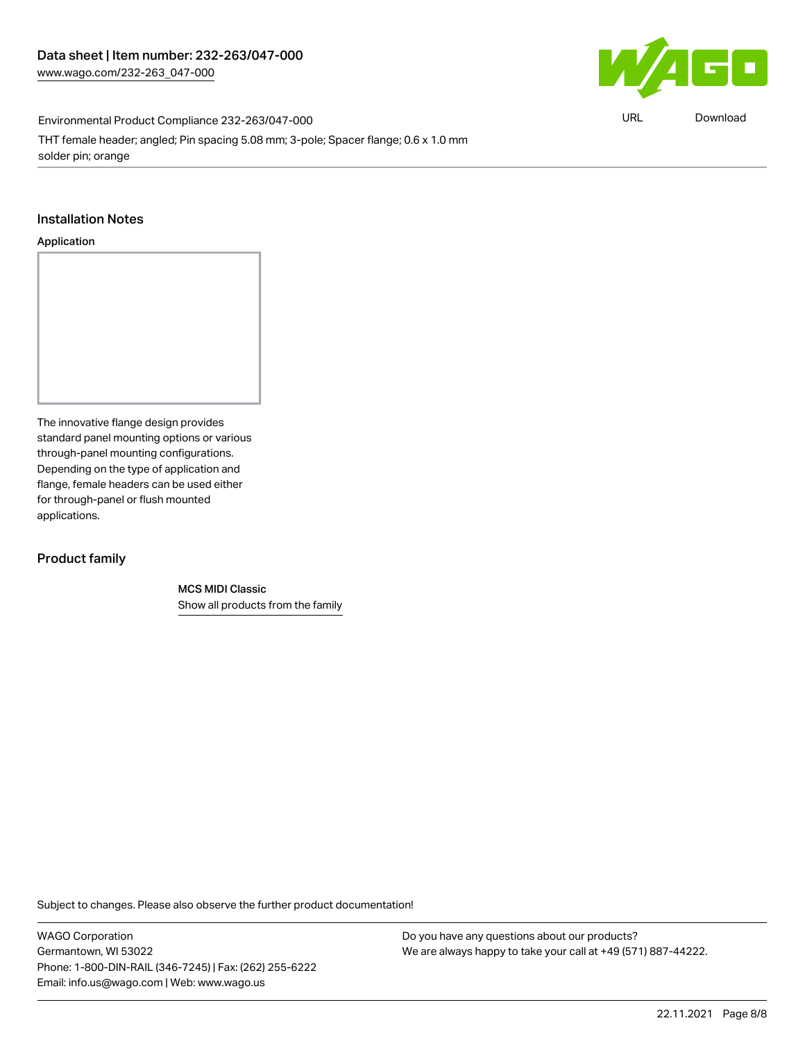Environmental Product Compliance 232-263/047-000

THT female header; angled; Pin spacing 5.08 mm; 3-pole; Spacer flange; 0.6 x 1.0 mm solder pin; orange

## Installation Notes

### Application

The innovative flange design provides standard panel mounting options or various through-panel mounting configurations. Depending on the type of application and flange, female headers can be used either for through-panel or flush mounted applications.

## Product family

MCS MIDI Classic
Show all products from the family

Subject to changes. Please also observe the further product documentation!

WAGO Corporation
Germantown, WI 53022
Phone: 1-800-DIN-RAIL (346-7245) | Fax: (262) 255-6222
Email: info.us@wago.com | Web: www.wago.us

Do you have any questions about our products?
We are always happy to take your call at +49 (571) 887-44222.